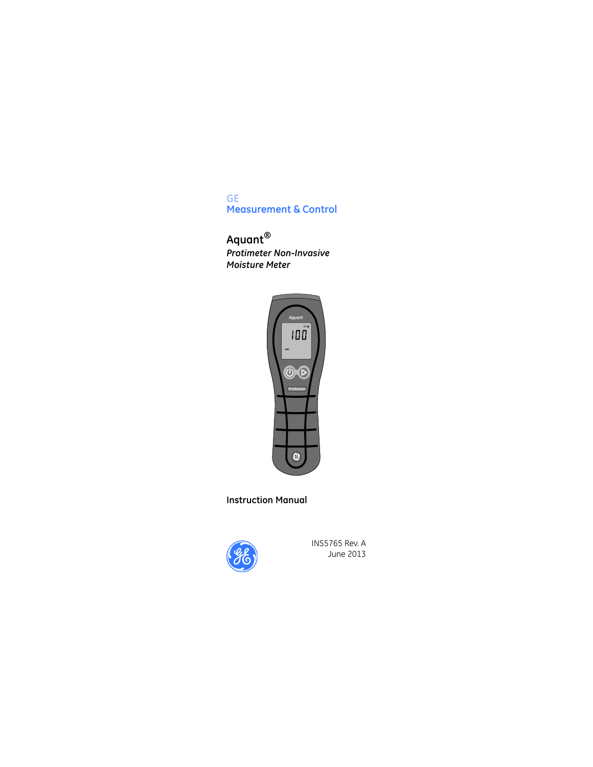GE
Measurement & Control

# Aquant®

*Protimeter Non-Invasive Moisture Meter*

**Instruction Manual**

INS5765 Rev. A
June 2013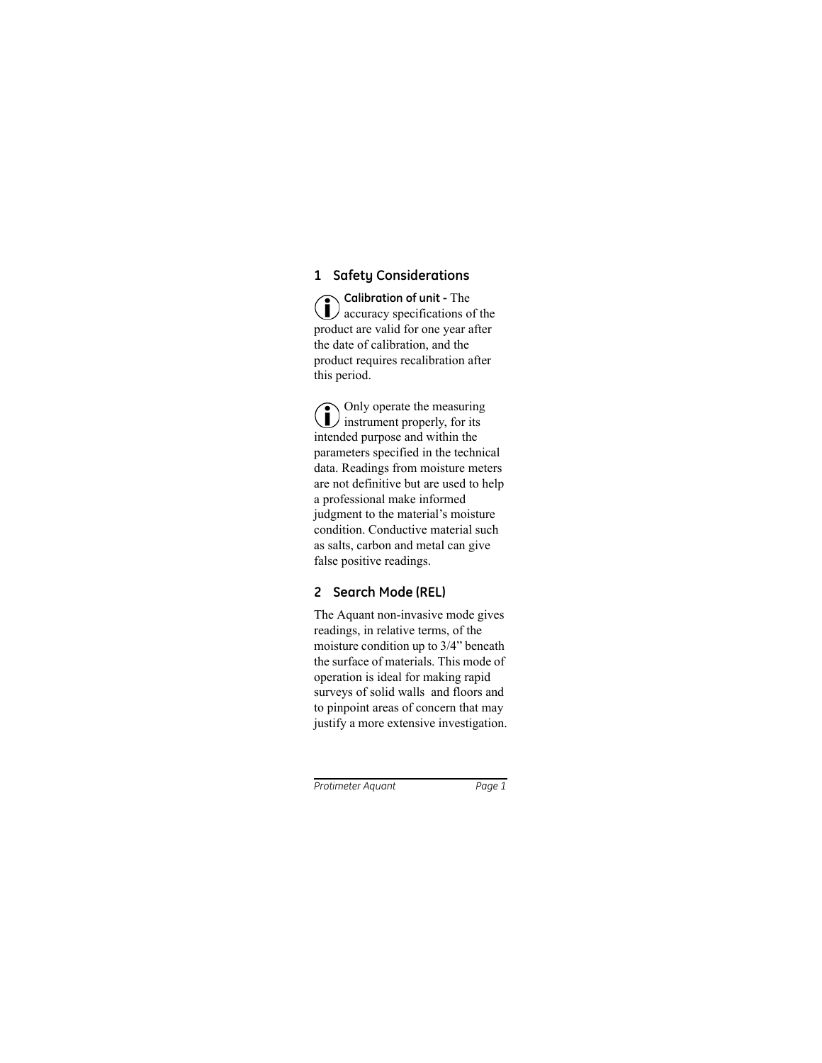## 1 Safety Considerations

**Calibration of unit -** The accuracy specifications of the product are valid for one year after the date of calibration, and the product requires recalibration after this period.

Only operate the measuring instrument properly, for its intended purpose and within the parameters specified in the technical data. Readings from moisture meters are not definitive but are used to help a professional make informed judgment to the material's moisture condition. Conductive material such as salts, carbon and metal can give false positive readings.

## 2 Search Mode (REL)

The Aquant non-invasive mode gives readings, in relative terms, of the moisture condition up to 3/4" beneath the surface of materials. This mode of operation is ideal for making rapid surveys of solid walls and floors and to pinpoint areas of concern that may justify a more extensive investigation.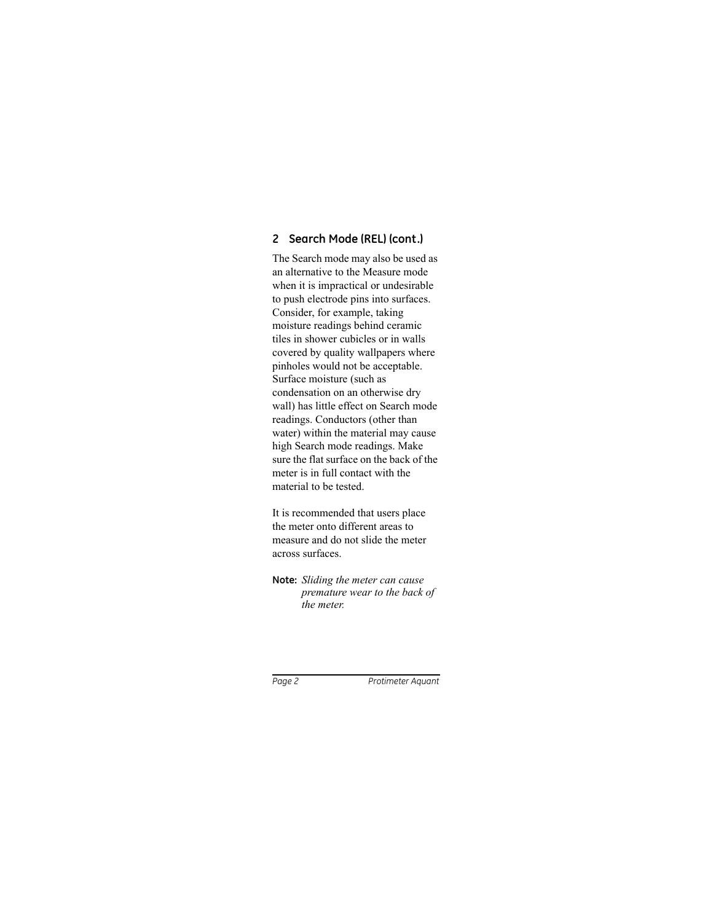## 2 Search Mode (REL) (cont.)

The Search mode may also be used as an alternative to the Measure mode when it is impractical or undesirable to push electrode pins into surfaces. Consider, for example, taking moisture readings behind ceramic tiles in shower cubicles or in walls covered by quality wallpapers where pinholes would not be acceptable. Surface moisture (such as condensation on an otherwise dry wall) has little effect on Search mode readings. Conductors (other than water) within the material may cause high Search mode readings. Make sure the flat surface on the back of the meter is in full contact with the material to be tested.

It is recommended that users place the meter onto different areas to measure and do not slide the meter across surfaces.

**Note:** *Sliding the meter can cause premature wear to the back of the meter.*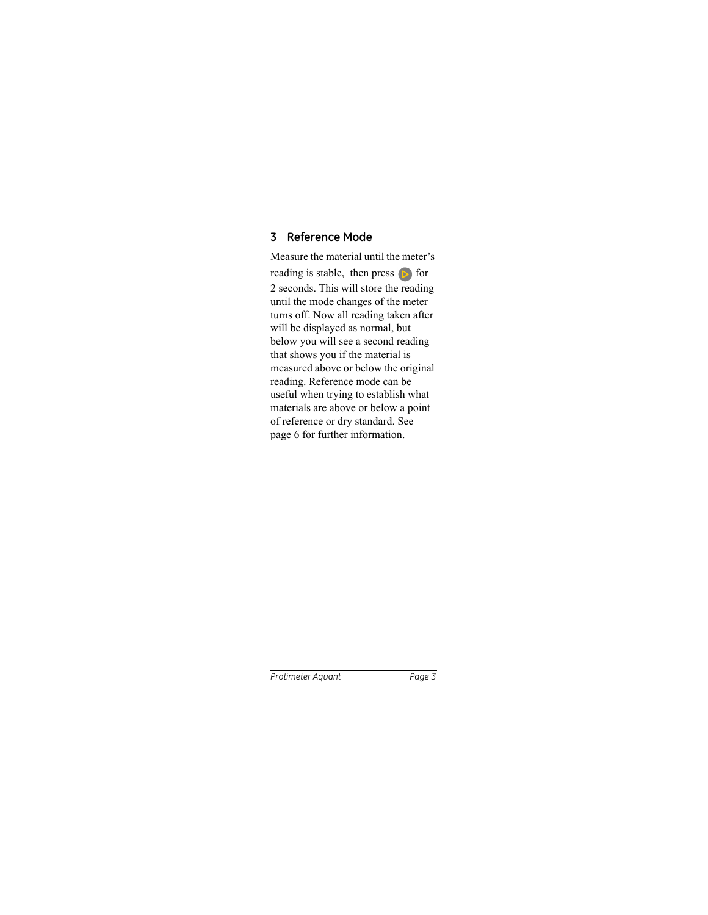## 3 Reference Mode

Measure the material until the meter's reading is stable, then press ▷ for 2 seconds. This will store the reading until the mode changes of the meter turns off. Now all reading taken after will be displayed as normal, but below you will see a second reading that shows you if the material is measured above or below the original reading. Reference mode can be useful when trying to establish what materials are above or below a point of reference or dry standard. See page 6 for further information.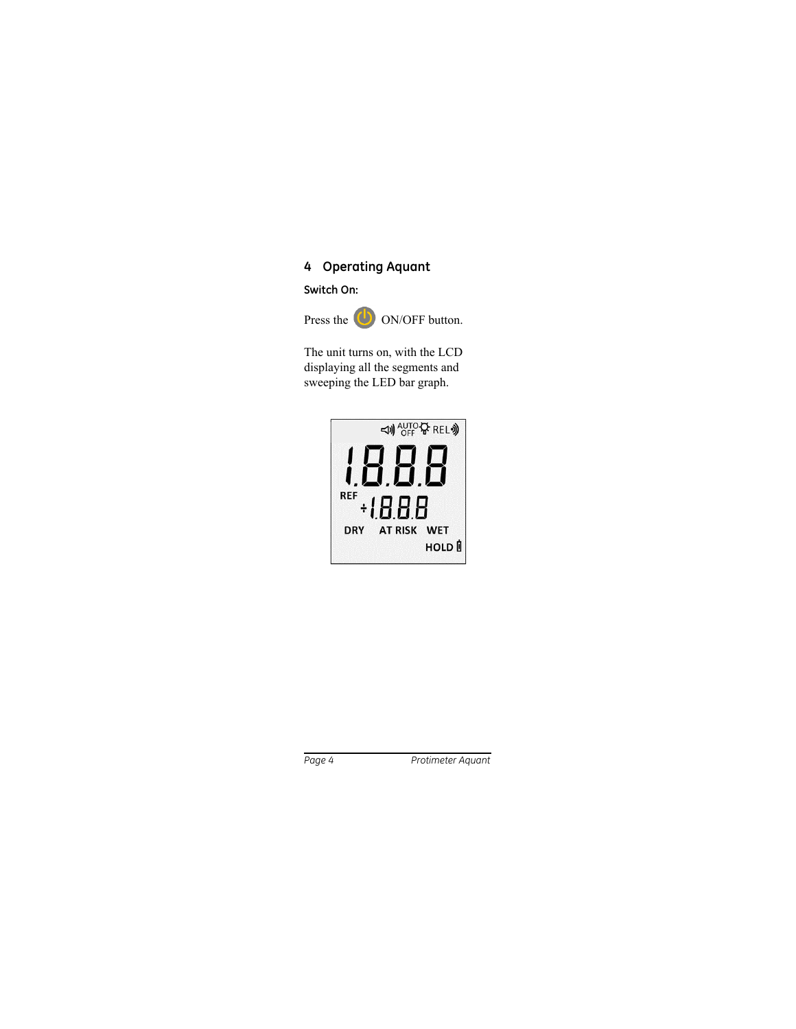## 4 Operating Aquant

### Switch On:

Press the ON/OFF button.

The unit turns on, with the LCD displaying all the segments and sweeping the LED bar graph.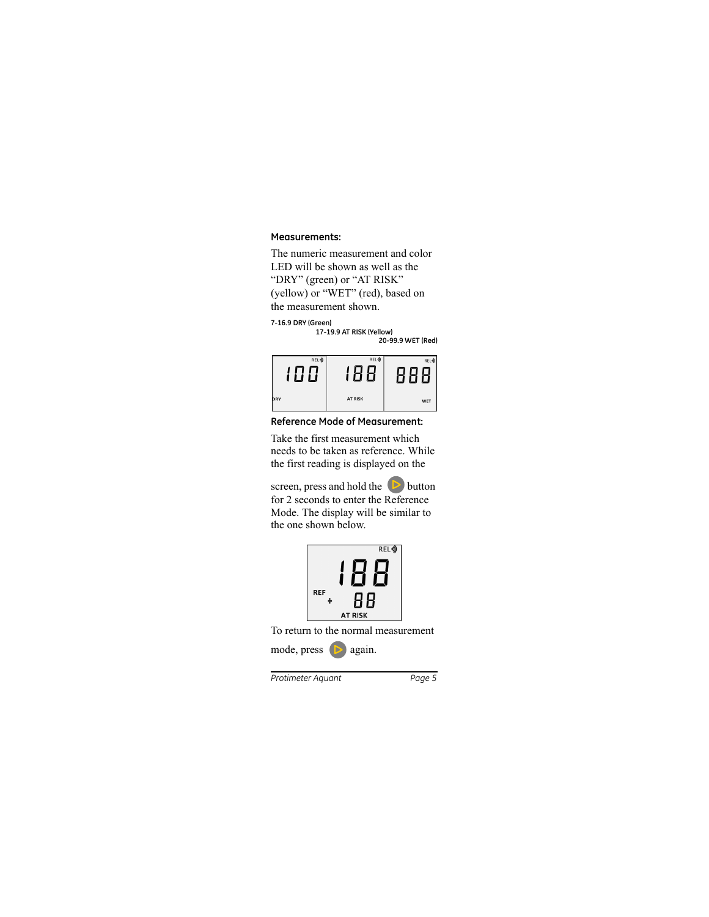### Measurements:

The numeric measurement and color LED will be shown as well as the “DRY” (green) or “AT RISK” (yellow) or “WET” (red), based on the measurement shown.

7-16.9 DRY (Green)
17-19.9 AT RISK (Yellow)
20-99.9 WET (Red)

### Reference Mode of Measurement:

Take the first measurement which needs to be taken as reference. While the first reading is displayed on the screen, press and hold the ▷ button for 2 seconds to enter the Reference Mode. The display will be similar to the one shown below.

To return to the normal measurement mode, press ▷ again.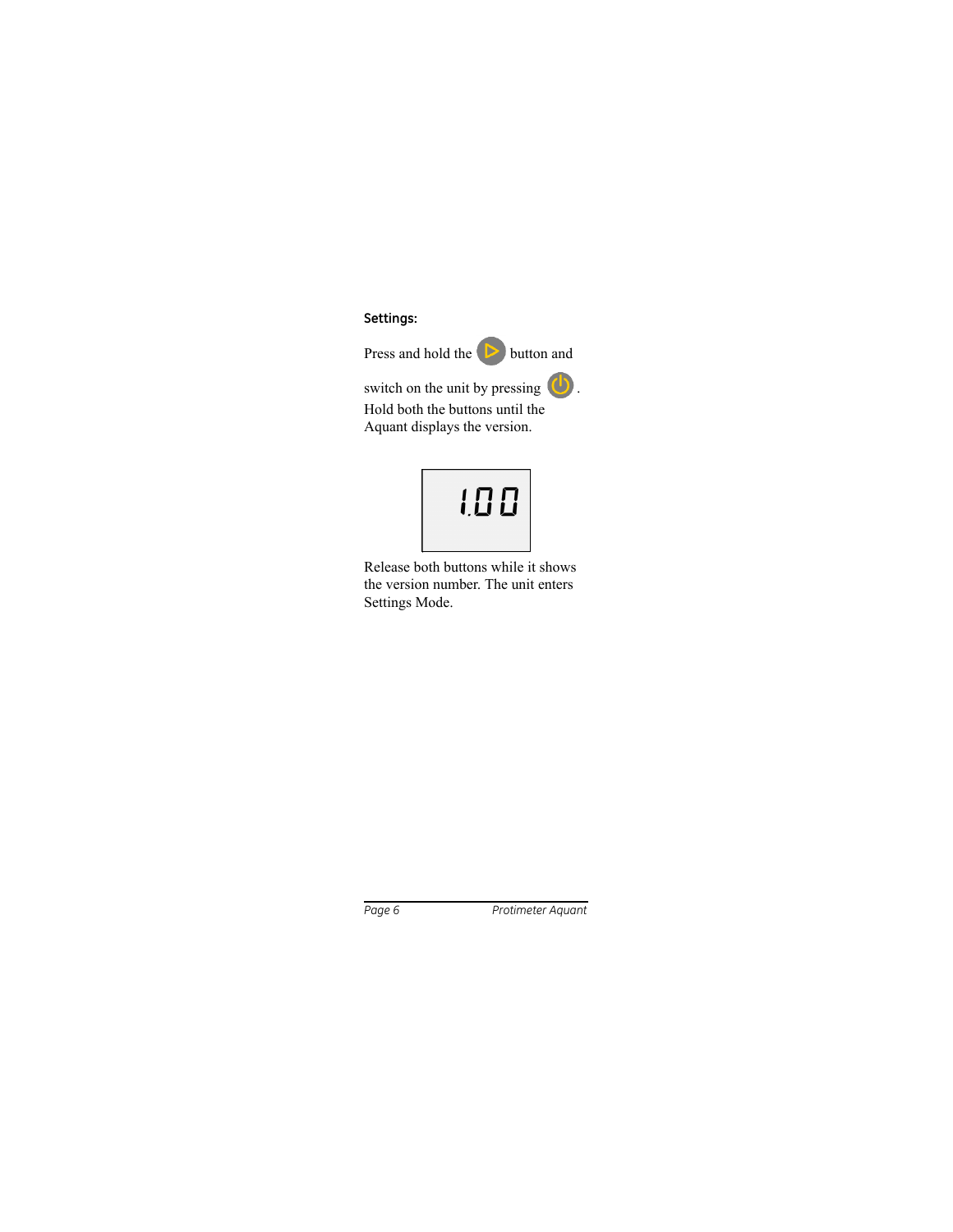**Settings:**

Press and hold the ▷ button and switch on the unit by pressing ⏻. Hold both the buttons until the Aquant displays the version.

1.00

Release both buttons while it shows the version number. The unit enters Settings Mode.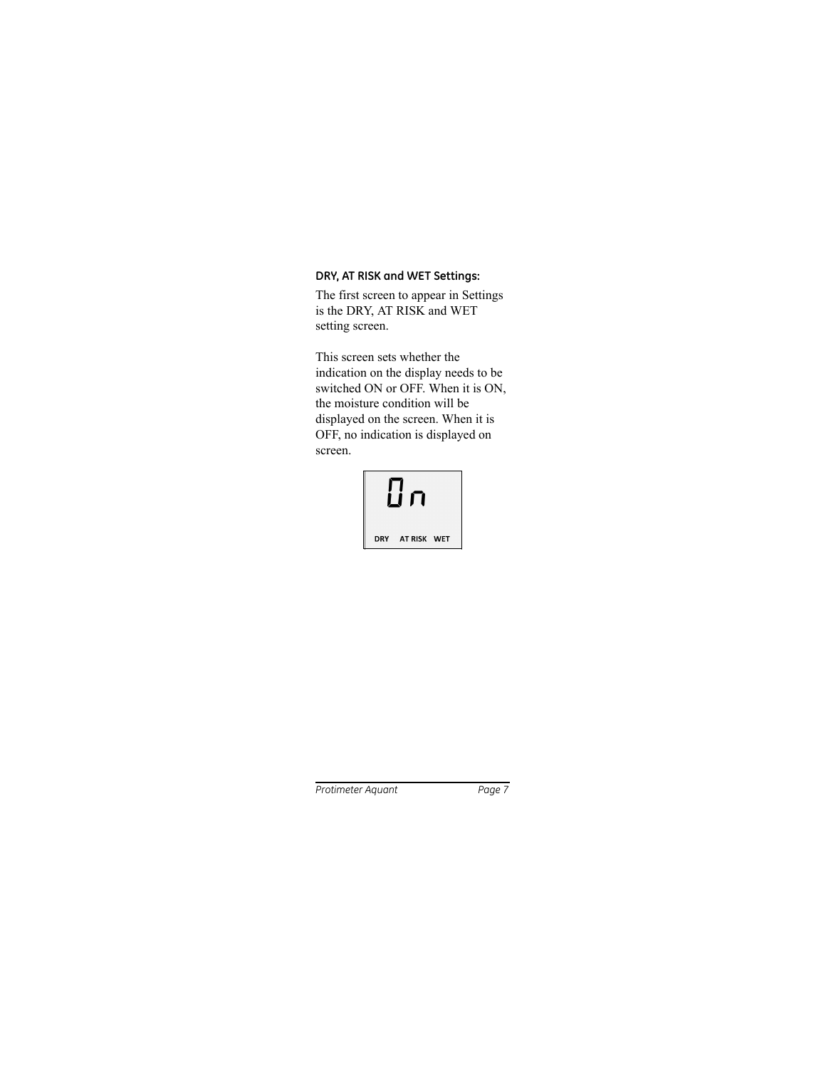### DRY, AT RISK and WET Settings:

The first screen to appear in Settings is the DRY, AT RISK and WET setting screen.

This screen sets whether the indication on the display needs to be switched ON or OFF. When it is ON, the moisture condition will be displayed on the screen. When it is OFF, no indication is displayed on screen.

On

DRY AT RISK WET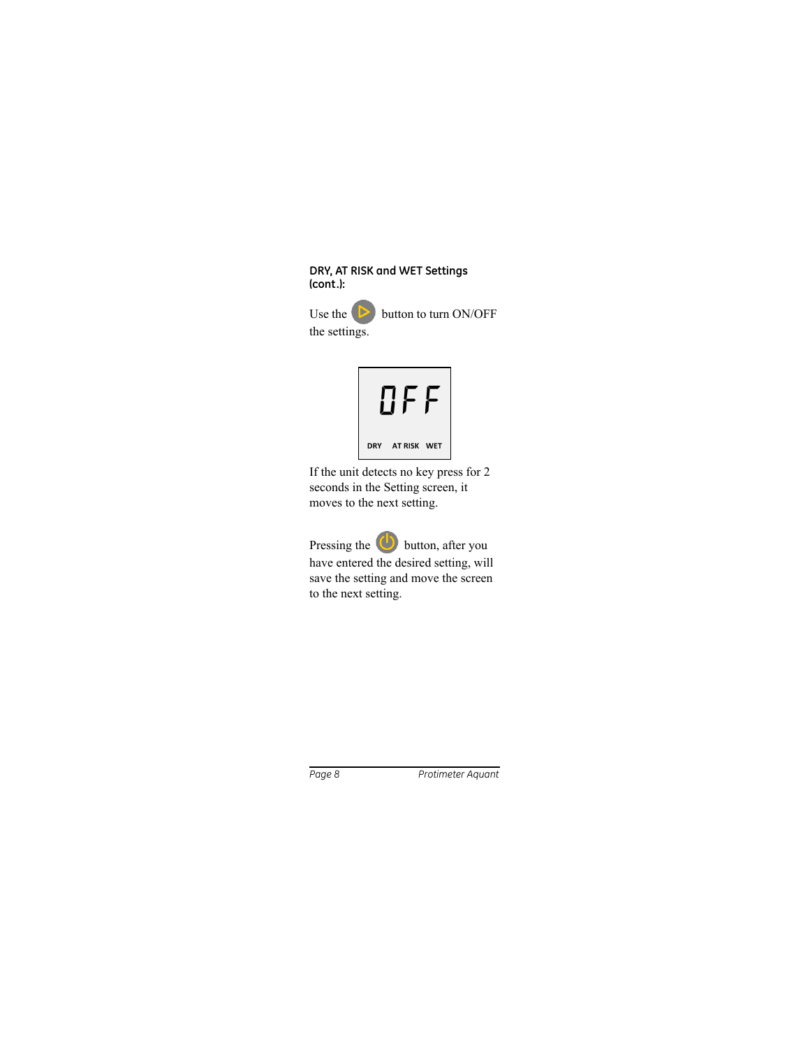**DRY, AT RISK and WET Settings (cont.):**

Use the ▷ button to turn ON/OFF the settings.

OFF

DRY AT RISK WET

If the unit detects no key press for 2 seconds in the Setting screen, it moves to the next setting.

Pressing the ⏻ button, after you have entered the desired setting, will save the setting and move the screen to the next setting.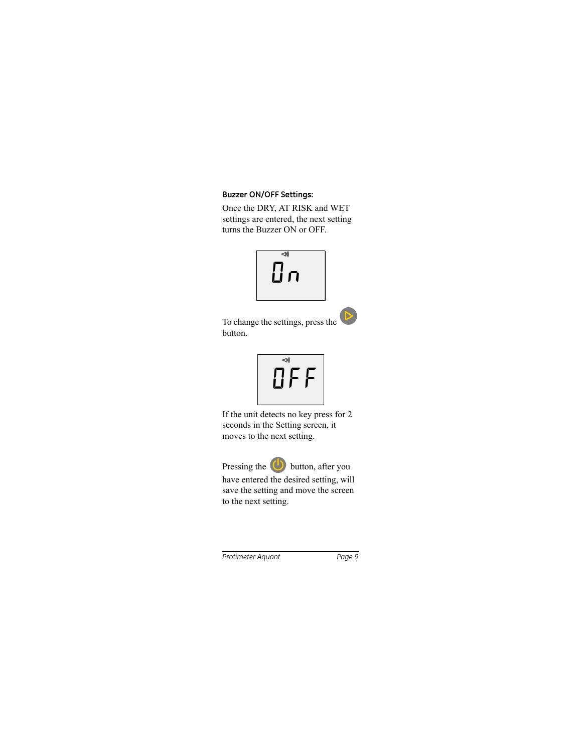### Buzzer ON/OFF Settings:

Once the DRY, AT RISK and WET settings are entered, the next setting turns the Buzzer ON or OFF.

On

To change the settings, press the button.

OFF

If the unit detects no key press for 2 seconds in the Setting screen, it moves to the next setting.

Pressing the button, after you have entered the desired setting, will save the setting and move the screen to the next setting.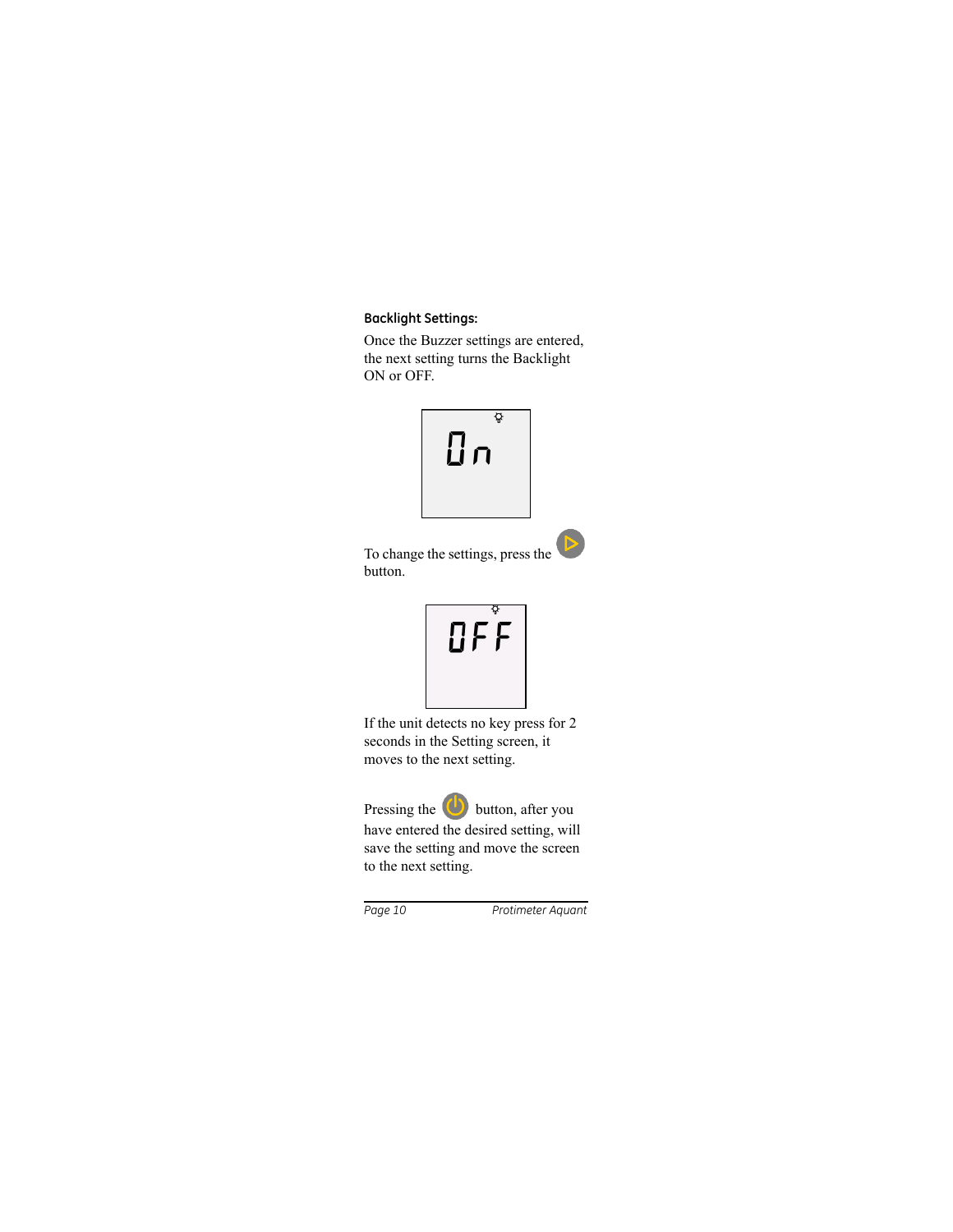**Backlight Settings:**

Once the Buzzer settings are entered, the next setting turns the Backlight ON or OFF.

On

To change the settings, press the ▷ button.

OFF

If the unit detects no key press for 2 seconds in the Setting screen, it moves to the next setting.

Pressing the ⏻ button, after you have entered the desired setting, will save the setting and move the screen to the next setting.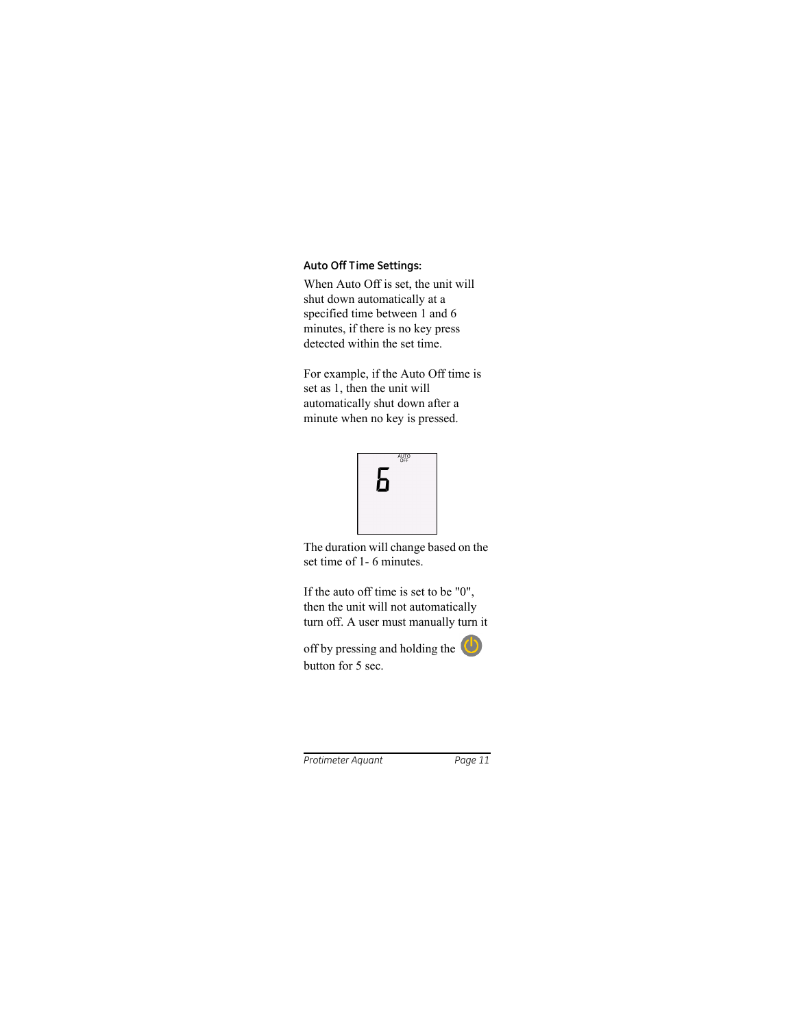### Auto Off Time Settings:

When Auto Off is set, the unit will shut down automatically at a specified time between 1 and 6 minutes, if there is no key press detected within the set time.

For example, if the Auto Off time is set as 1, then the unit will automatically shut down after a minute when no key is pressed.

The duration will change based on the set time of 1- 6 minutes.

If the auto off time is set to be "0", then the unit will not automatically turn off. A user must manually turn it off by pressing and holding the button for 5 sec.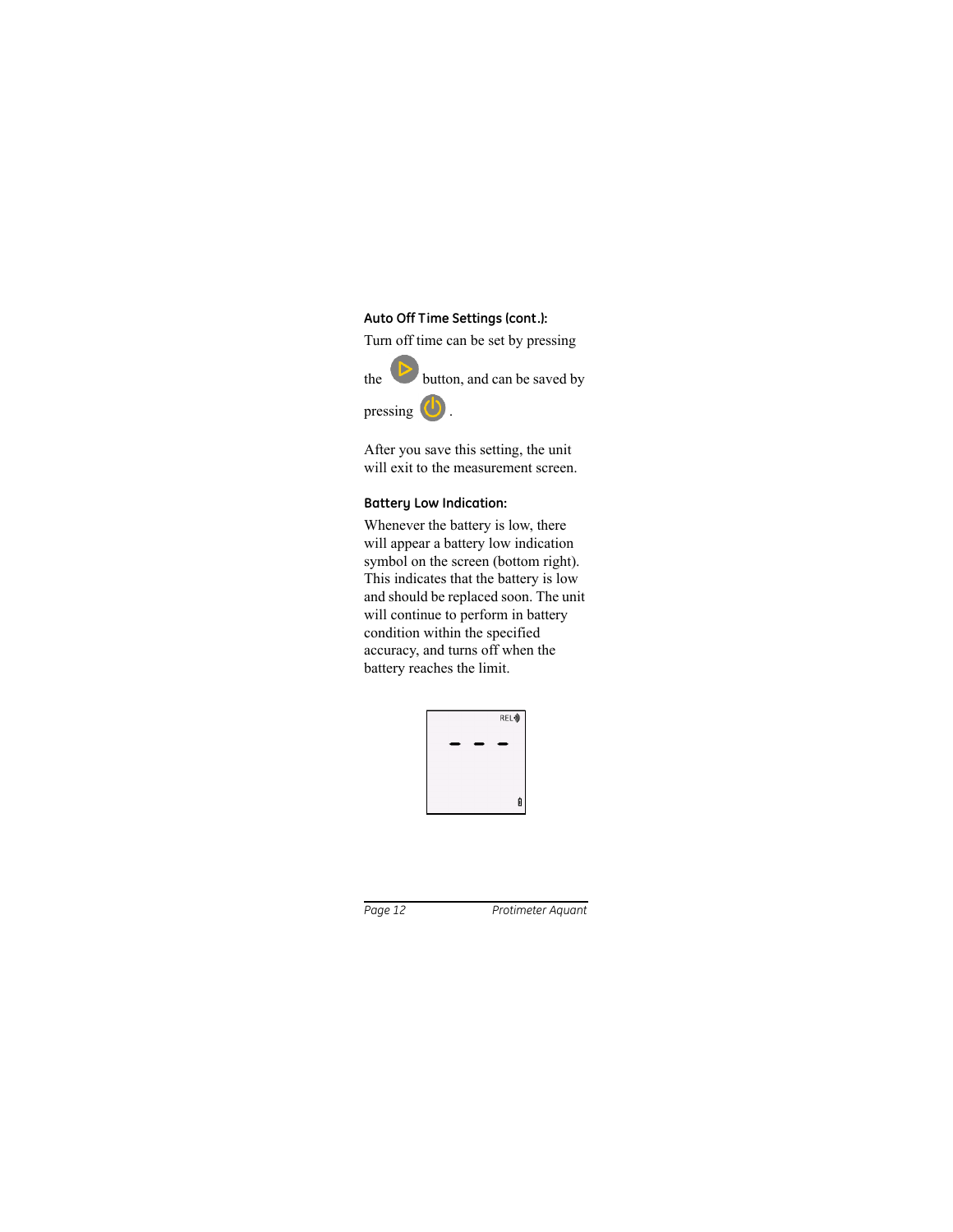### Auto Off Time Settings (cont.):

Turn off time can be set by pressing the button, and can be saved by pressing .

After you save this setting, the unit will exit to the measurement screen.

### Battery Low Indication:

Whenever the battery is low, there will appear a battery low indication symbol on the screen (bottom right). This indicates that the battery is low and should be replaced soon. The unit will continue to perform in battery condition within the specified accuracy, and turns off when the battery reaches the limit.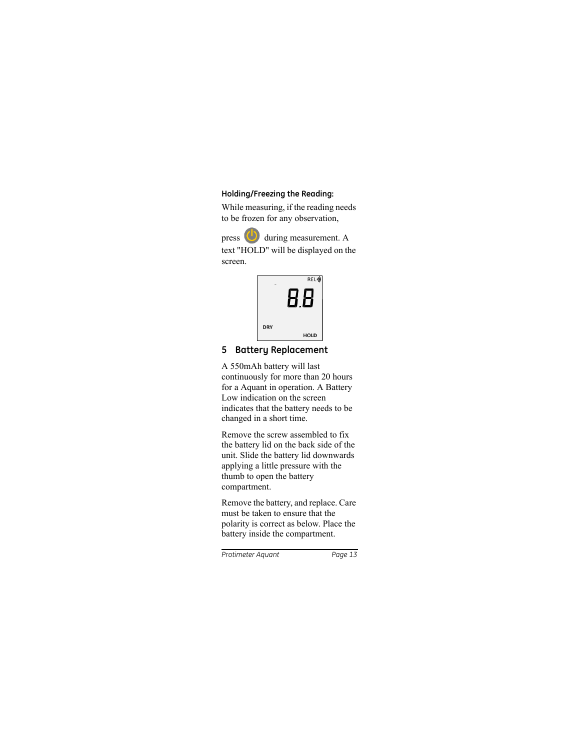**Holding/Freezing the Reading:**

While measuring, if the reading needs to be frozen for any observation, press ⏻ during measurement. A text "HOLD" will be displayed on the screen.

## 5 Battery Replacement

A 550mAh battery will last continuously for more than 20 hours for a Aquant in operation. A Battery Low indication on the screen indicates that the battery needs to be changed in a short time.

Remove the screw assembled to fix the battery lid on the back side of the unit. Slide the battery lid downwards applying a little pressure with the thumb to open the battery compartment.

Remove the battery, and replace. Care must be taken to ensure that the polarity is correct as below. Place the battery inside the compartment.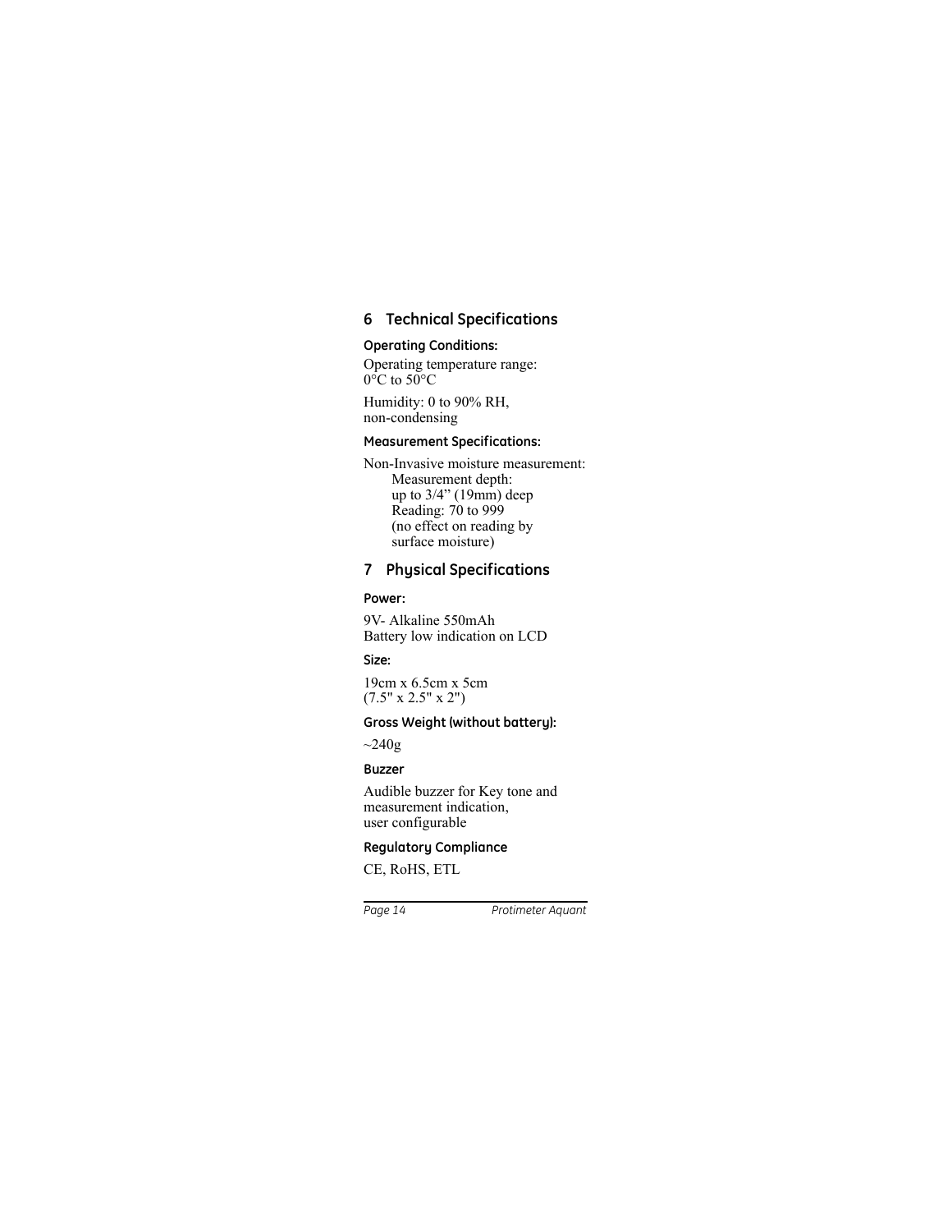## 6 Technical Specifications

### Operating Conditions:

Operating temperature range:
0°C to 50°C

Humidity: 0 to 90% RH,
non-condensing

### Measurement Specifications:

Non-Invasive moisture measurement:

Measurement depth:
up to 3/4" (19mm) deep
Reading: 70 to 999
(no effect on reading by
surface moisture)

## 7 Physical Specifications

### Power:

9V- Alkaline 550mAh
Battery low indication on LCD

### Size:

19cm x 6.5cm x 5cm
(7.5" x 2.5" x 2")

### Gross Weight (without battery):

~240g

### Buzzer

Audible buzzer for Key tone and
measurement indication,
user configurable

### Regulatory Compliance

CE, RoHS, ETL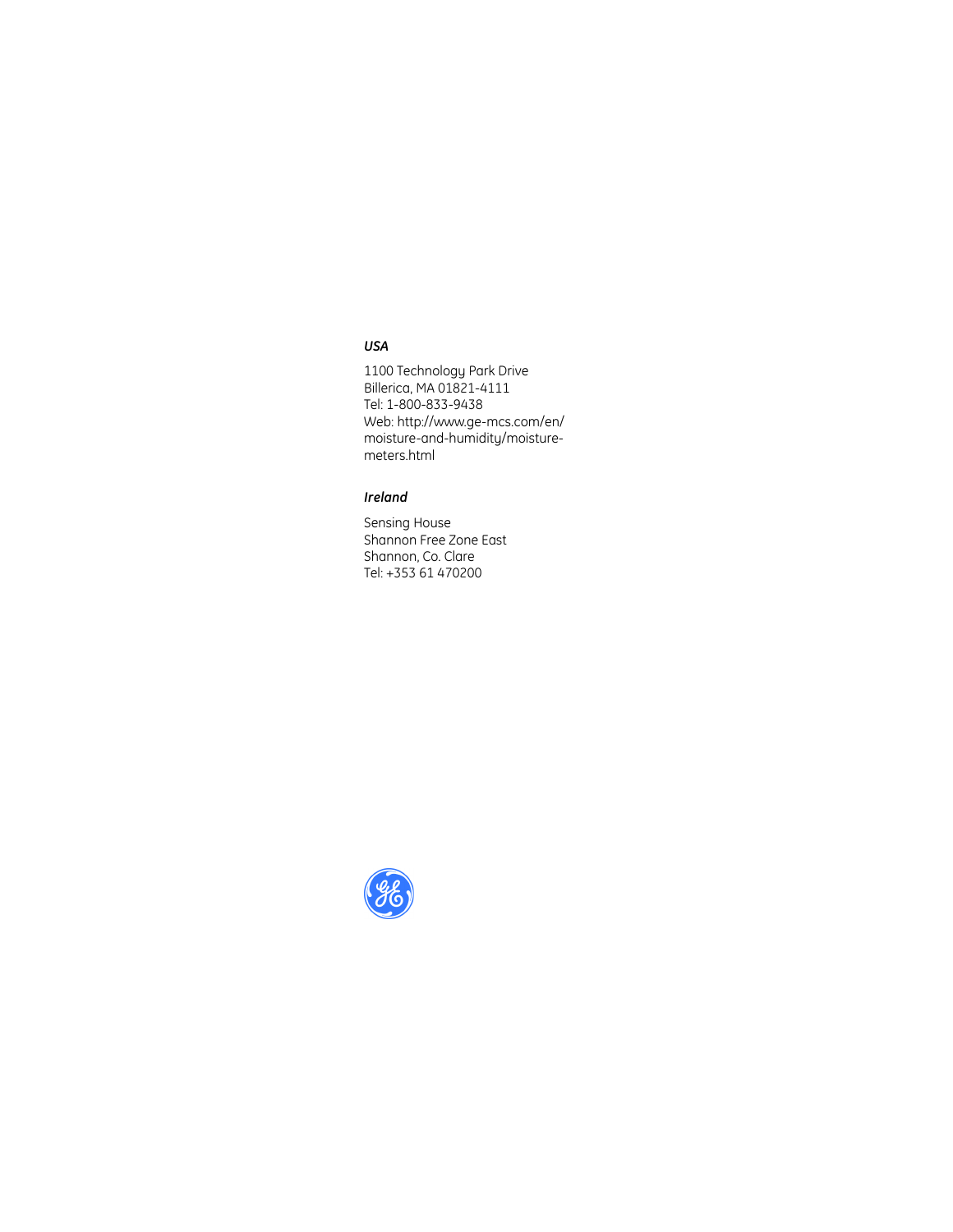***USA***

1100 Technology Park Drive
Billerica, MA 01821-4111
Tel: 1-800-833-9438
Web: http://www.ge-mcs.com/en/moisture-and-humidity/moisture-meters.html

***Ireland***

Sensing House
Shannon Free Zone East
Shannon, Co. Clare
Tel: +353 61 470200